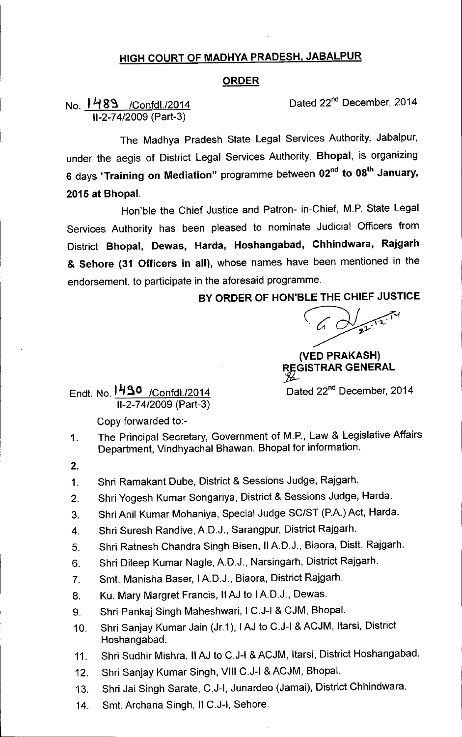# HIGH COURT OF MADHYA PRADESH, JABALPUR

## ORDER

No. 1489 /Confdl./2014
II-2-74/2009 (Part-3)

Dated 22nd December, 2014

The Madhya Pradesh State Legal Services Authority, Jabalpur, under the aegis of District Legal Services Authority, **Bhopal**, is organizing **6 days "Training on Mediation"** programme between **02nd to 08th January, 2015 at Bhopal**.

Hon'ble the Chief Justice and Patron- in-Chief, M.P. State Legal Services Authority has been pleased to nominate Judicial Officers from District **Bhopal, Dewas, Harda, Hoshangabad, Chhindwara, Rajgarh & Sehore (31 Officers in all)**, whose names have been mentioned in the endorsement, to participate in the aforesaid programme.

**BY ORDER OF HON'BLE THE CHIEF JUSTICE**

**(VED PRAKASH)**
**REGISTRAR GENERAL**

Endt. No. 1490 /Confdl./2014
II-2-74/2009 (Part-3)

Dated 22nd December, 2014

Copy forwarded to:-

1. The Principal Secretary, Government of M.P., Law & Legislative Affairs Department, Vindhyachal Bhawan, Bhopal for information.
2.

1. Shri Ramakant Dube, District & Sessions Judge, Rajgarh.
2. Shri Yogesh Kumar Songariya, District & Sessions Judge, Harda.
3. Shri Anil Kumar Mohaniya, Special Judge SC/ST (P.A.) Act, Harda.
4. Shri Suresh Randive, A.D.J., Sarangpur, District Rajgarh.
5. Shri Ratnesh Chandra Singh Bisen, II A.D.J., Biaora, Distt. Rajgarh.
6. Shri Dileep Kumar Nagle, A.D.J., Narsingarh, District Rajgarh.
7. Smt. Manisha Baser, I A.D.J., Biaora, District Rajgarh.
8. Ku. Mary Margret Francis, II AJ to I A.D.J., Dewas.
9. Shri Pankaj Singh Maheshwari, I C.J-I & CJM, Bhopal.
10. Shri Sanjay Kumar Jain (Jr.1), I AJ to C.J-I & ACJM, Itarsi, District Hoshangabad.
11. Shri Sudhir Mishra, II AJ to C.J-I & ACJM, Itarsi, District Hoshangabad.
12. Shri Sanjay Kumar Singh, VIII C.J-I & ACJM, Bhopal.
13. Shri Jai Singh Sarate, C.J-I, Junardeo (Jamai), District Chhindwara.
14. Smt. Archana Singh, II C.J-I, Sehore.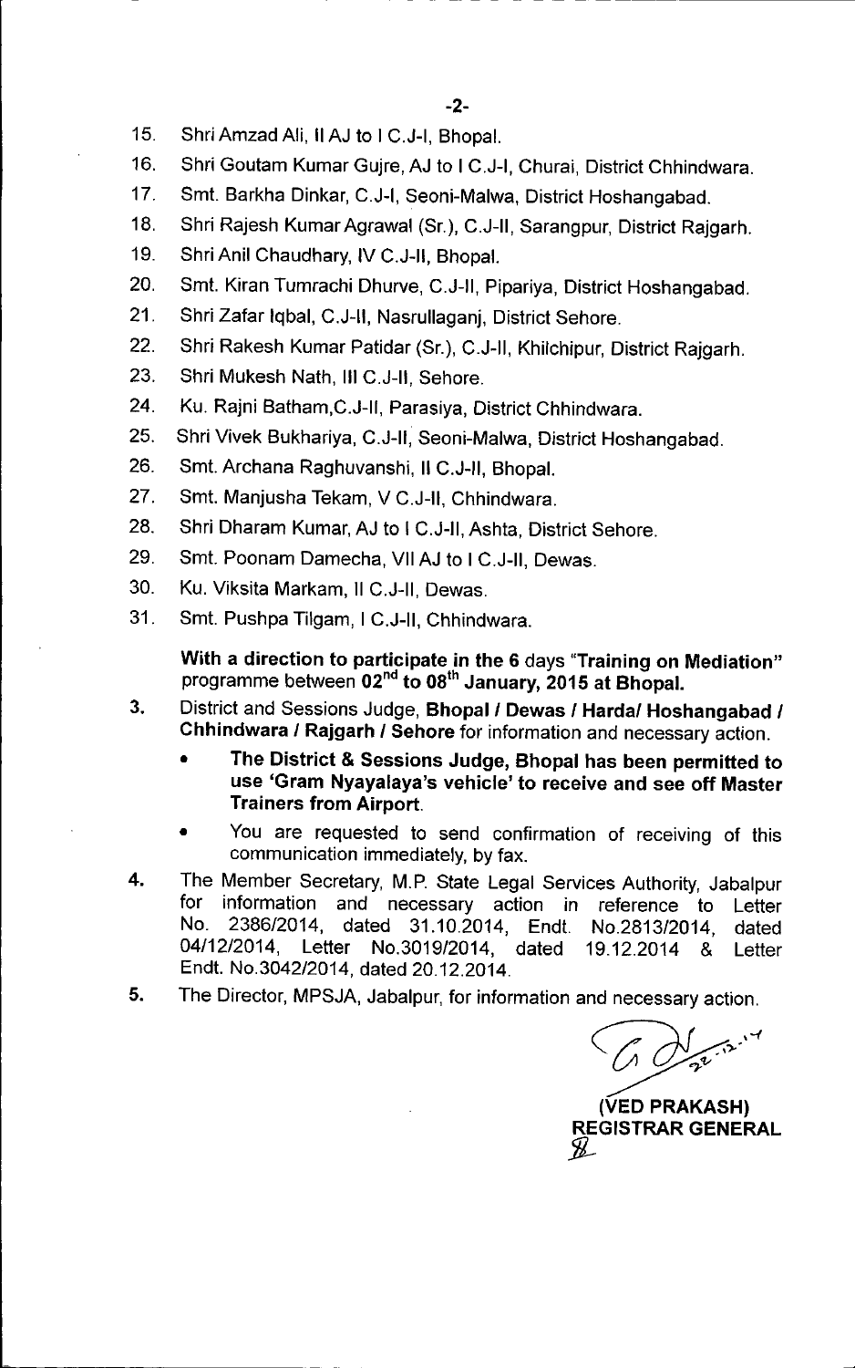15. Shri Amzad Ali, II AJ to I C.J-I, Bhopal.
16. Shri Goutam Kumar Gujre, AJ to I C.J-I, Churai, District Chhindwara.
17. Smt. Barkha Dinkar, C.J-I, Seoni-Malwa, District Hoshangabad.
18. Shri Rajesh Kumar Agrawal (Sr.), C.J-II, Sarangpur, District Rajgarh.
19. Shri Anil Chaudhary, IV C.J-II, Bhopal.
20. Smt. Kiran Tumrachi Dhurve, C.J-II, Pipariya, District Hoshangabad.
21. Shri Zafar Iqbal, C.J-II, Nasrullaganj, District Sehore.
22. Shri Rakesh Kumar Patidar (Sr.), C.J-II, Khilchipur, District Rajgarh.
23. Shri Mukesh Nath, III C.J-II, Sehore.
24. Ku. Rajni Batham,C.J-II, Parasiya, District Chhindwara.
25. Shri Vivek Bukhariya, C.J-II, Seoni-Malwa, District Hoshangabad.
26. Smt. Archana Raghuvanshi, II C.J-II, Bhopal.
27. Smt. Manjusha Tekam, V C.J-II, Chhindwara.
28. Shri Dharam Kumar, AJ to I C.J-II, Ashta, District Sehore.
29. Smt. Poonam Damecha, VII AJ to I C.J-II, Dewas.
30. Ku. Viksita Markam, II C.J-II, Dewas.
31. Smt. Pushpa Tilgam, I C.J-II, Chhindwara.

**With a direction to participate in the 6 days "Training on Mediation"** programme between **02nd to 08th January, 2015 at Bhopal.**

3. District and Sessions Judge, **Bhopal / Dewas / Harda/ Hoshangabad / Chhindwara / Rajgarh / Sehore** for information and necessary action.
   - **The District & Sessions Judge, Bhopal has been permitted to use 'Gram Nyayalaya's vehicle' to receive and see off Master Trainers from Airport.**
   - You are requested to send confirmation of receiving of this communication immediately, by fax.
4. The Member Secretary, M.P. State Legal Services Authority, Jabalpur for information and necessary action in reference to Letter No. 2386/2014, dated 31.10.2014, Endt. No.2813/2014, dated 04/12/2014, Letter No.3019/2014, dated 19.12.2014 & Letter Endt. No.3042/2014, dated 20.12.2014.
5. The Director, MPSJA, Jabalpur, for information and necessary action.

**(VED PRAKASH)**
**REGISTRAR GENERAL**